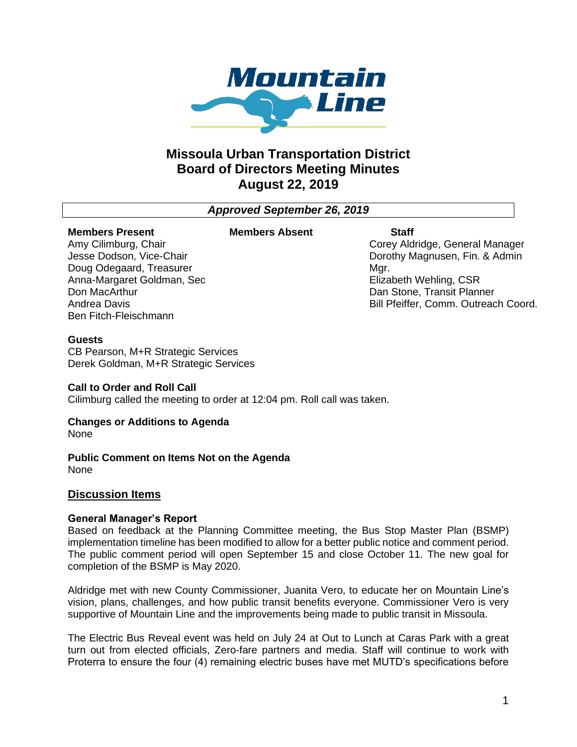# Missoula Urban Transportation District
## Board of Directors Meeting Minutes
## August 22, 2019

***Approved September 26, 2019***

| Members Present | Members Absent | Staff |
|---|---|---|
| Amy Cilimburg, Chair | | Corey Aldridge, General Manager |
| Jesse Dodson, Vice-Chair | | Dorothy Magnusen, Fin. & Admin Mgr. |
| Doug Odegaard, Treasurer | | Elizabeth Wehling, CSR |
| Anna-Margaret Goldman, Sec | | Dan Stone, Transit Planner |
| Don MacArthur | | Bill Pfeiffer, Comm. Outreach Coord. |
| Andrea Davis | | |
| Ben Fitch-Fleischmann | | |

**Guests**
CB Pearson, M+R Strategic Services
Derek Goldman, M+R Strategic Services

**Call to Order and Roll Call**
Cilimburg called the meeting to order at 12:04 pm. Roll call was taken.

**Changes or Additions to Agenda**
None

**Public Comment on Items Not on the Agenda**
None

## Discussion Items

**General Manager's Report**
Based on feedback at the Planning Committee meeting, the Bus Stop Master Plan (BSMP) implementation timeline has been modified to allow for a better public notice and comment period. The public comment period will open September 15 and close October 11. The new goal for completion of the BSMP is May 2020.

Aldridge met with new County Commissioner, Juanita Vero, to educate her on Mountain Line's vision, plans, challenges, and how public transit benefits everyone. Commissioner Vero is very supportive of Mountain Line and the improvements being made to public transit in Missoula.

The Electric Bus Reveal event was held on July 24 at Out to Lunch at Caras Park with a great turn out from elected officials, Zero-fare partners and media. Staff will continue to work with Proterra to ensure the four (4) remaining electric buses have met MUTD's specifications before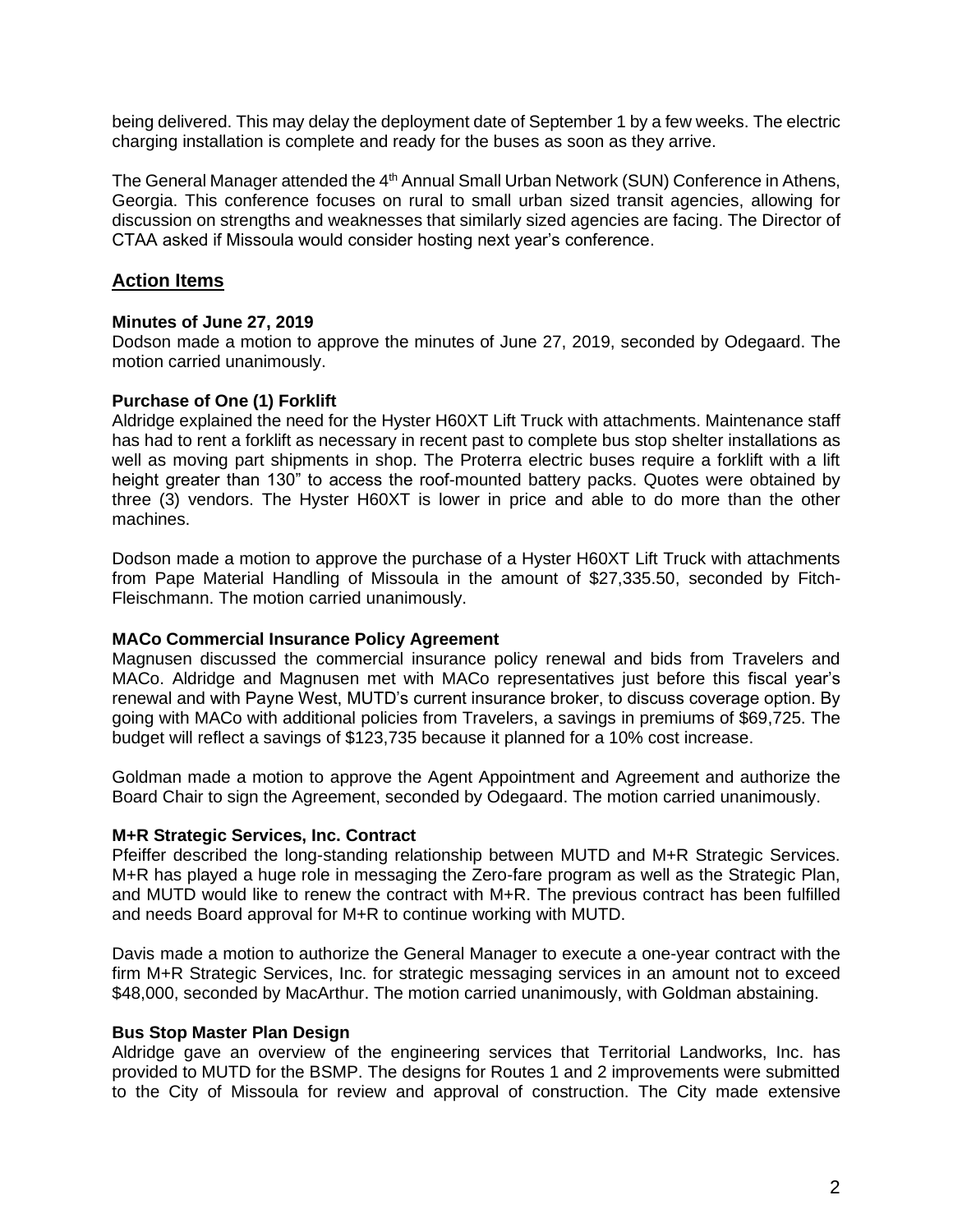being delivered. This may delay the deployment date of September 1 by a few weeks. The electric charging installation is complete and ready for the buses as soon as they arrive.

The General Manager attended the 4th Annual Small Urban Network (SUN) Conference in Athens, Georgia. This conference focuses on rural to small urban sized transit agencies, allowing for discussion on strengths and weaknesses that similarly sized agencies are facing. The Director of CTAA asked if Missoula would consider hosting next year's conference.

## Action Items

**Minutes of June 27, 2019**
Dodson made a motion to approve the minutes of June 27, 2019, seconded by Odegaard. The motion carried unanimously.

**Purchase of One (1) Forklift**
Aldridge explained the need for the Hyster H60XT Lift Truck with attachments. Maintenance staff has had to rent a forklift as necessary in recent past to complete bus stop shelter installations as well as moving part shipments in shop. The Proterra electric buses require a forklift with a lift height greater than 130" to access the roof-mounted battery packs. Quotes were obtained by three (3) vendors. The Hyster H60XT is lower in price and able to do more than the other machines.

Dodson made a motion to approve the purchase of a Hyster H60XT Lift Truck with attachments from Pape Material Handling of Missoula in the amount of $27,335.50, seconded by Fitch-Fleischmann. The motion carried unanimously.

**MACo Commercial Insurance Policy Agreement**
Magnusen discussed the commercial insurance policy renewal and bids from Travelers and MACo. Aldridge and Magnusen met with MACo representatives just before this fiscal year's renewal and with Payne West, MUTD's current insurance broker, to discuss coverage option. By going with MACo with additional policies from Travelers, a savings in premiums of $69,725. The budget will reflect a savings of $123,735 because it planned for a 10% cost increase.

Goldman made a motion to approve the Agent Appointment and Agreement and authorize the Board Chair to sign the Agreement, seconded by Odegaard. The motion carried unanimously.

**M+R Strategic Services, Inc. Contract**
Pfeiffer described the long-standing relationship between MUTD and M+R Strategic Services. M+R has played a huge role in messaging the Zero-fare program as well as the Strategic Plan, and MUTD would like to renew the contract with M+R. The previous contract has been fulfilled and needs Board approval for M+R to continue working with MUTD.

Davis made a motion to authorize the General Manager to execute a one-year contract with the firm M+R Strategic Services, Inc. for strategic messaging services in an amount not to exceed $48,000, seconded by MacArthur. The motion carried unanimously, with Goldman abstaining.

**Bus Stop Master Plan Design**
Aldridge gave an overview of the engineering services that Territorial Landworks, Inc. has provided to MUTD for the BSMP. The designs for Routes 1 and 2 improvements were submitted to the City of Missoula for review and approval of construction. The City made extensive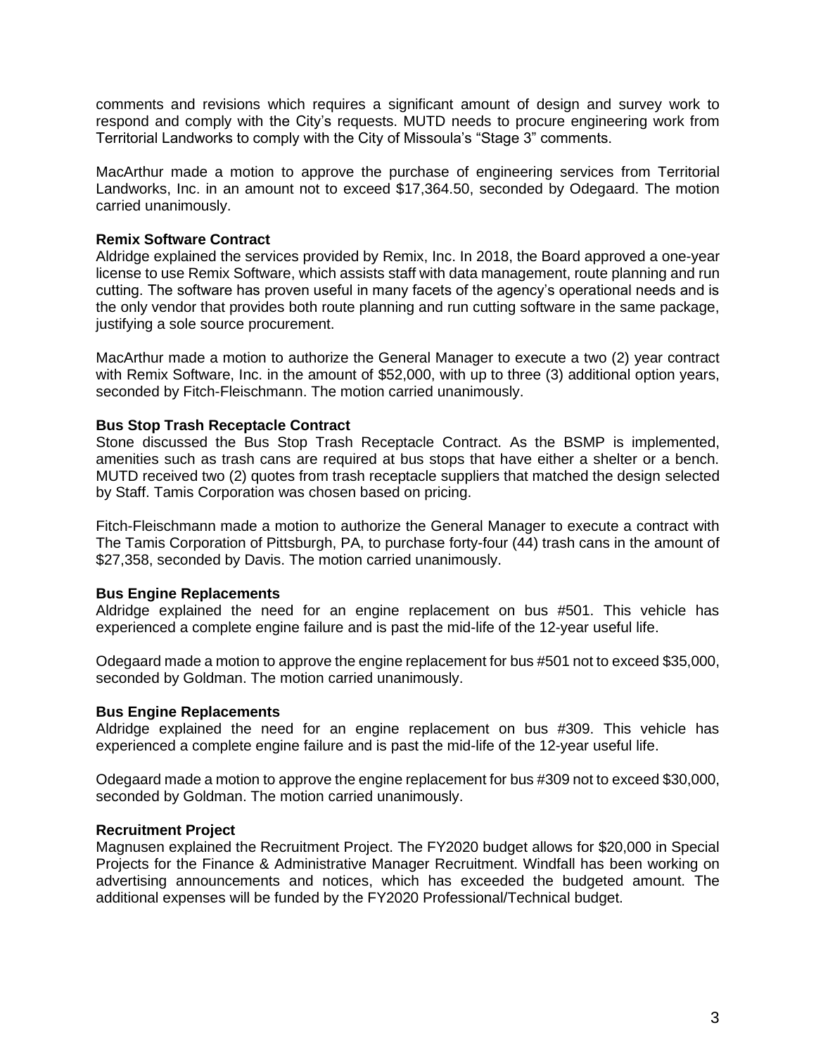comments and revisions which requires a significant amount of design and survey work to respond and comply with the City's requests. MUTD needs to procure engineering work from Territorial Landworks to comply with the City of Missoula's "Stage 3" comments.

MacArthur made a motion to approve the purchase of engineering services from Territorial Landworks, Inc. in an amount not to exceed $17,364.50, seconded by Odegaard. The motion carried unanimously.

**Remix Software Contract**
Aldridge explained the services provided by Remix, Inc. In 2018, the Board approved a one-year license to use Remix Software, which assists staff with data management, route planning and run cutting. The software has proven useful in many facets of the agency's operational needs and is the only vendor that provides both route planning and run cutting software in the same package, justifying a sole source procurement.

MacArthur made a motion to authorize the General Manager to execute a two (2) year contract with Remix Software, Inc. in the amount of $52,000, with up to three (3) additional option years, seconded by Fitch-Fleischmann. The motion carried unanimously.

**Bus Stop Trash Receptacle Contract**
Stone discussed the Bus Stop Trash Receptacle Contract. As the BSMP is implemented, amenities such as trash cans are required at bus stops that have either a shelter or a bench. MUTD received two (2) quotes from trash receptacle suppliers that matched the design selected by Staff. Tamis Corporation was chosen based on pricing.

Fitch-Fleischmann made a motion to authorize the General Manager to execute a contract with The Tamis Corporation of Pittsburgh, PA, to purchase forty-four (44) trash cans in the amount of $27,358, seconded by Davis. The motion carried unanimously.

**Bus Engine Replacements**
Aldridge explained the need for an engine replacement on bus #501. This vehicle has experienced a complete engine failure and is past the mid-life of the 12-year useful life.

Odegaard made a motion to approve the engine replacement for bus #501 not to exceed $35,000, seconded by Goldman. The motion carried unanimously.

**Bus Engine Replacements**
Aldridge explained the need for an engine replacement on bus #309. This vehicle has experienced a complete engine failure and is past the mid-life of the 12-year useful life.

Odegaard made a motion to approve the engine replacement for bus #309 not to exceed $30,000, seconded by Goldman. The motion carried unanimously.

**Recruitment Project**
Magnusen explained the Recruitment Project. The FY2020 budget allows for $20,000 in Special Projects for the Finance & Administrative Manager Recruitment. Windfall has been working on advertising announcements and notices, which has exceeded the budgeted amount. The additional expenses will be funded by the FY2020 Professional/Technical budget.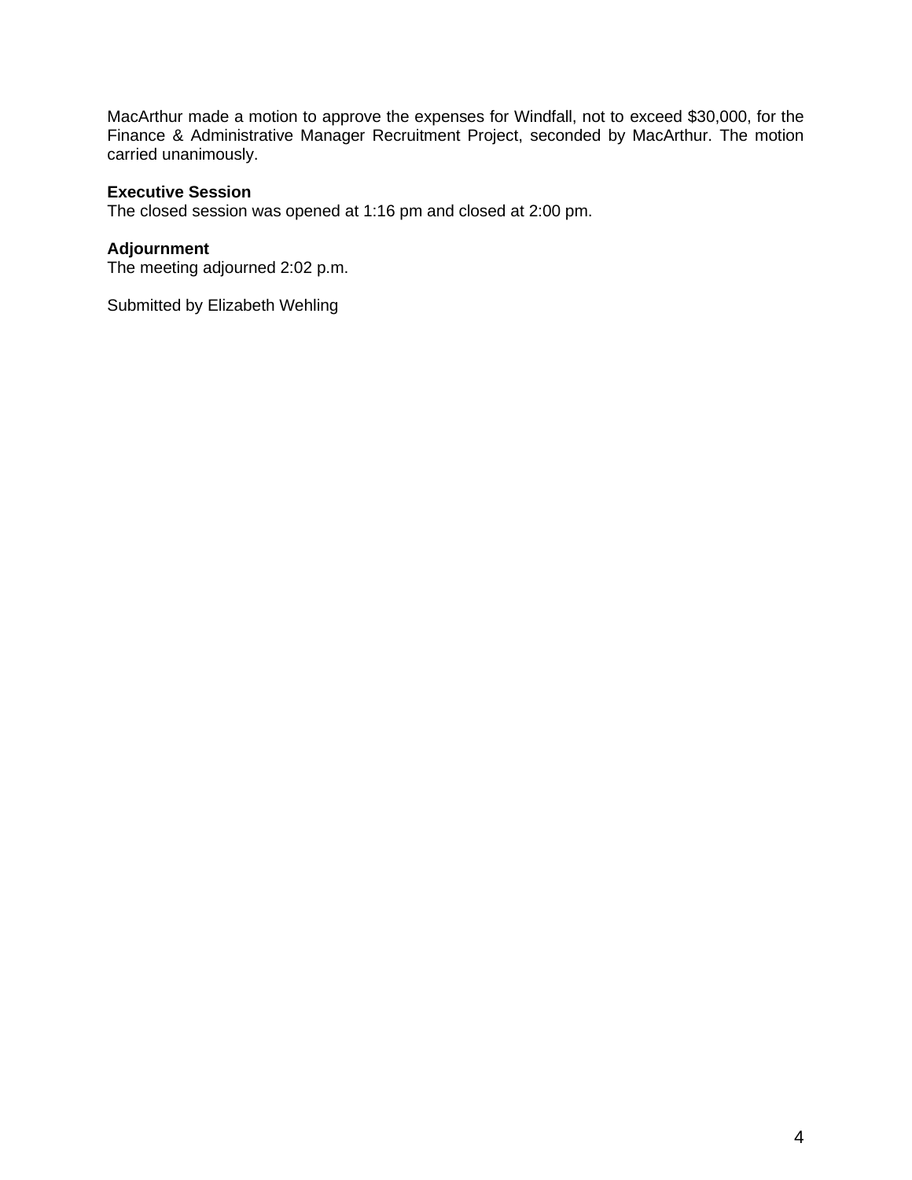MacArthur made a motion to approve the expenses for Windfall, not to exceed $30,000, for the Finance & Administrative Manager Recruitment Project, seconded by MacArthur. The motion carried unanimously.

**Executive Session**
The closed session was opened at 1:16 pm and closed at 2:00 pm.

**Adjournment**
The meeting adjourned 2:02 p.m.

Submitted by Elizabeth Wehling